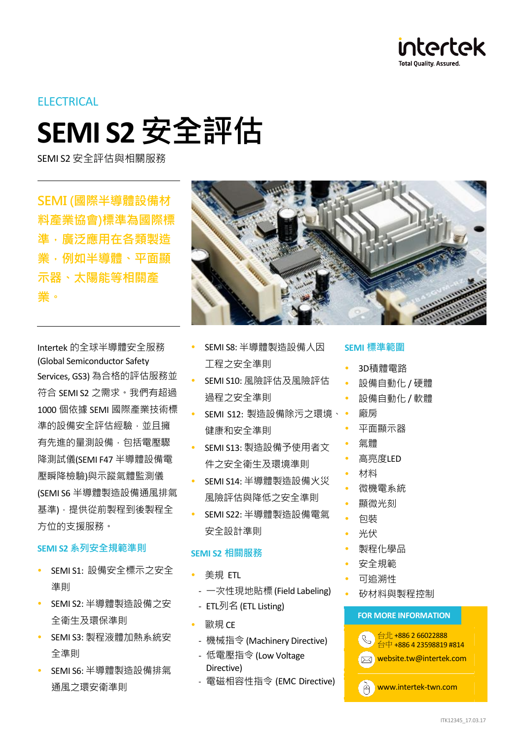intertek
Total Quality. Assured.

ELECTRICAL

# SEMI S2 安全評估

SEMI S2 安全評估與相關服務

**SEMI (國際半導體設備材料產業協會)標準為國際標準，廣泛應用在各類製造業，例如半導體、平面顯示器、太陽能等相關產業。**

Intertek 的全球半導體安全服務(Global Semiconductor Safety Services, GS3) 為合格的評估服務並符合 SEMI S2 之需求。我們有超過1000 個依據 SEMI 國際產業技術標準的設備安全評估經驗，並且擁有先進的量測設備，包括電壓驟降測試儀(SEMI F47 半導體設備電壓瞬降檢驗)與示蹤氣體監測儀(SEMI S6 半導體製造設備通風排氣基準)，提供從前製程到後製程全方位的支援服務。

### SEMI S2 系列安全規範準則

- SEMI S1: 設備安全標示之安全準則
- SEMI S2: 半導體製造設備之安全衛生及環保準則
- SEMI S3: 製程液體加熱系統安全準則
- SEMI S6: 半導體製造設備排氣通風之環安衛準則
- SEMI S8: 半導體製造設備人因工程之安全準則
- SEMI S10: 風險評估及風險評估過程之安全準則
- SEMI S12: 製造設備除污之環境、健康和安全準則
- SEMI S13: 製造設備予使用者文件之安全衛生及環境準則
- SEMI S14: 半導體製造設備火災風險評估與降低之安全準則
- SEMI S22: 半導體製造設備電氣安全設計準則

### SEMI S2 相關服務

- 美規 ETL
  - 一次性現地貼標 (Field Labeling)
  - ETL列名 (ETL Listing)
- 歐規 CE
  - 機械指令 (Machinery Directive)
  - 低電壓指令 (Low Voltage Directive)
  - 電磁相容性指令 (EMC Directive)

### SEMI 標準範圍

- 3D積體電路
- 設備自動化 / 硬體
- 設備自動化 / 軟體
- 廠房
- 平面顯示器
- 氣體
- 高亮度LED
- 材料
- 微機電系統
- 顯微光刻
- 包裝
- 光伏
- 製程化學品
- 安全規範
- 可追溯性
- 矽材料與製程控制

**FOR MORE INFORMATION**

台北 +886 2 66022888
台中 +886 4 23598819 #814

website.tw@intertek.com

www.intertek-twn.com

ITK12345_17.03.17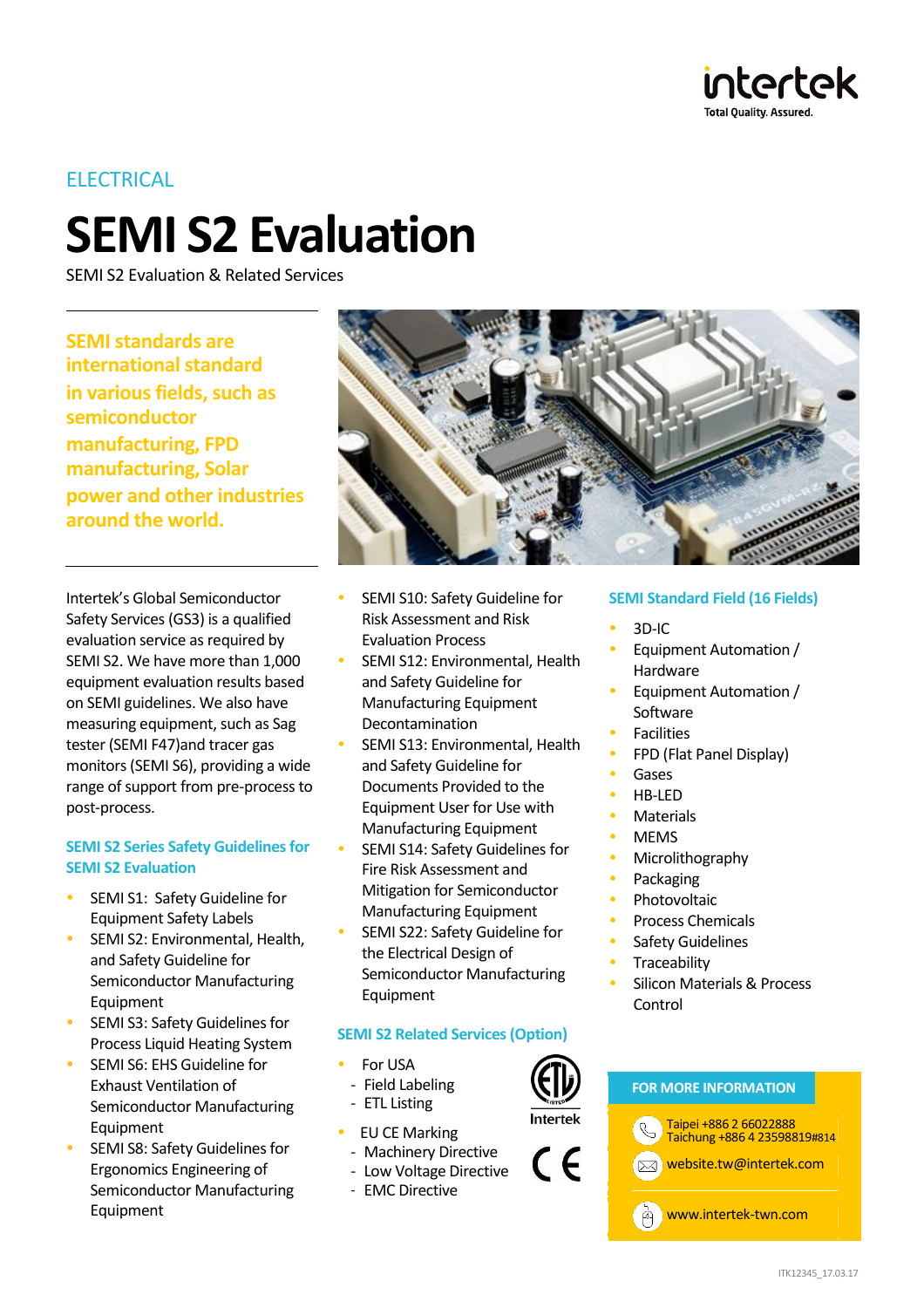ELECTRICAL

# SEMI S2 Evaluation

SEMI S2 Evaluation & Related Services

**SEMI standards are international standard in various fields, such as semiconductor manufacturing, FPD manufacturing, Solar power and other industries around the world.**

Intertek's Global Semiconductor Safety Services (GS3) is a qualified evaluation service as required by SEMI S2. We have more than 1,000 equipment evaluation results based on SEMI guidelines. We also have measuring equipment, such as Sag tester (SEMI F47)and tracer gas monitors (SEMI S6), providing a wide range of support from pre-process to post-process.

### SEMI S2 Series Safety Guidelines for SEMI S2 Evaluation

- SEMI S1: Safety Guideline for Equipment Safety Labels
- SEMI S2: Environmental, Health, and Safety Guideline for Semiconductor Manufacturing Equipment
- SEMI S3: Safety Guidelines for Process Liquid Heating System
- SEMI S6: EHS Guideline for Exhaust Ventilation of Semiconductor Manufacturing Equipment
- SEMI S8: Safety Guidelines for Ergonomics Engineering of Semiconductor Manufacturing Equipment
- SEMI S10: Safety Guideline for Risk Assessment and Risk Evaluation Process
- SEMI S12: Environmental, Health and Safety Guideline for Manufacturing Equipment Decontamination
- SEMI S13: Environmental, Health and Safety Guideline for Documents Provided to the Equipment User for Use with Manufacturing Equipment
- SEMI S14: Safety Guidelines for Fire Risk Assessment and Mitigation for Semiconductor Manufacturing Equipment
- SEMI S22: Safety Guideline for the Electrical Design of Semiconductor Manufacturing Equipment

### SEMI S2 Related Services (Option)

- For USA
  - Field Labeling
  - ETL Listing
- EU CE Marking
  - Machinery Directive
  - Low Voltage Directive
  - EMC Directive

### SEMI Standard Field (16 Fields)

- 3D-IC
- Equipment Automation / Hardware
- Equipment Automation / Software
- Facilities
- FPD (Flat Panel Display)
- Gases
- HB-LED
- Materials
- MEMS
- Microlithography
- Packaging
- Photovoltaic
- Process Chemicals
- Safety Guidelines
- Traceability
- Silicon Materials & Process Control

### FOR MORE INFORMATION

Taipei +886 2 66022888
Taichung +886 4 23598819#814

website.tw@intertek.com

www.intertek-twn.com

ITK12345_17.03.17